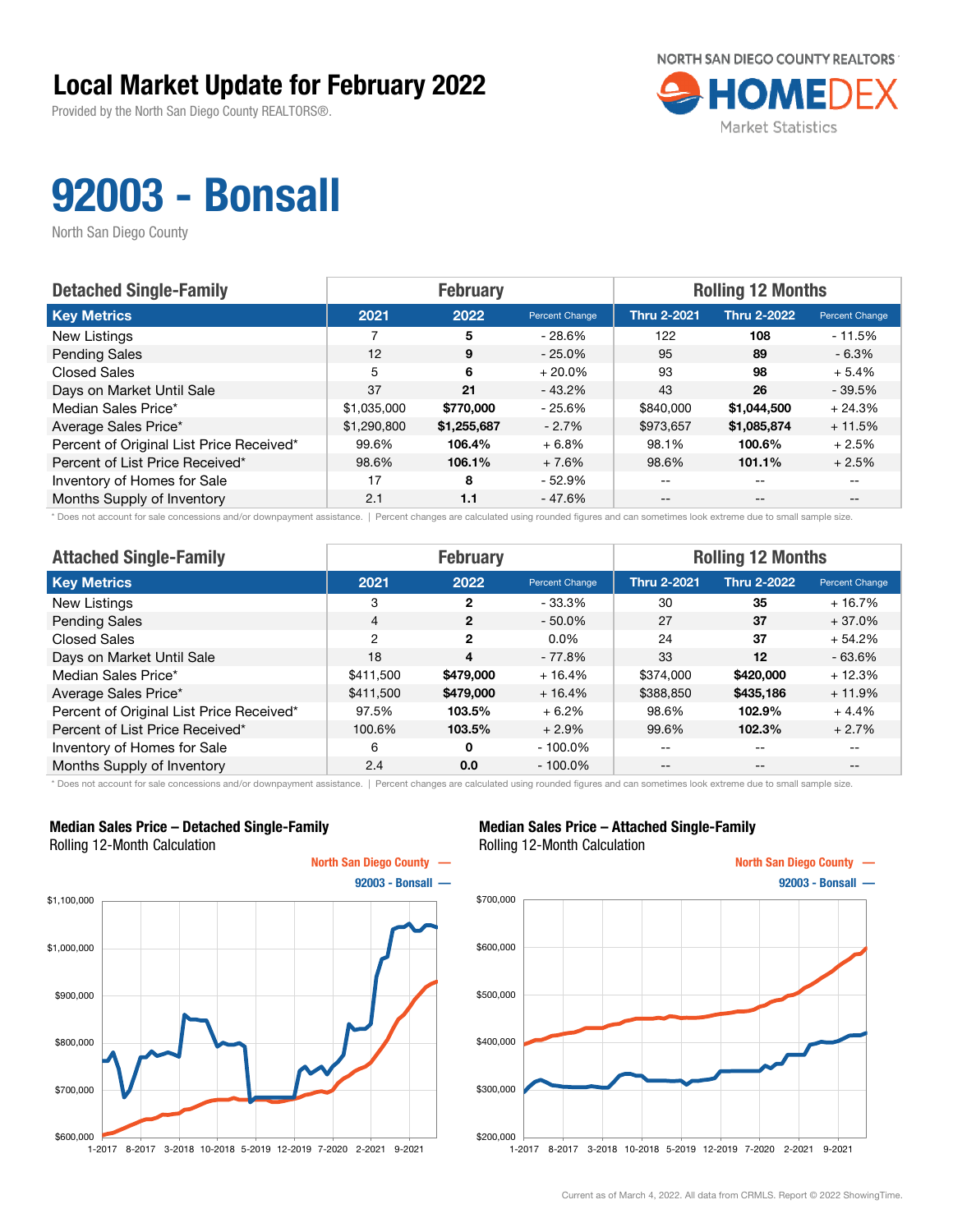# Local Market Update for February 2022

Provided by the North San Diego County REALTORS®.

NORTH SAN DIEGO COUNTY REALTORS HOMEDEX Market Statistics

# 92003 - Bonsall

North San Diego County

| Detached Single-Family | February | | | Rolling 12 Months | | |
|---|---|---|---|---|---|---|
| **Key Metrics** | **2021** | **2022** | **Percent Change** | **Thru 2-2021** | **Thru 2-2022** | **Percent Change** |
| New Listings | 7 | **5** | - 28.6% | 122 | **108** | - 11.5% |
| Pending Sales | 12 | **9** | - 25.0% | 95 | **89** | - 6.3% |
| Closed Sales | 5 | **6** | + 20.0% | 93 | **98** | + 5.4% |
| Days on Market Until Sale | 37 | **21** | - 43.2% | 43 | **26** | - 39.5% |
| Median Sales Price* | $1,035,000 | **$770,000** | - 25.6% | $840,000 | **$1,044,500** | + 24.3% |
| Average Sales Price* | $1,290,800 | **$1,255,687** | - 2.7% | $973,657 | **$1,085,874** | + 11.5% |
| Percent of Original List Price Received* | 99.6% | **106.4%** | + 6.8% | 98.1% | **100.6%** | + 2.5% |
| Percent of List Price Received* | 98.6% | **106.1%** | + 7.6% | 98.6% | **101.1%** | + 2.5% |
| Inventory of Homes for Sale | 17 | **8** | - 52.9% | -- | -- | -- |
| Months Supply of Inventory | 2.1 | **1.1** | - 47.6% | -- | -- | -- |

* Does not account for sale concessions and/or downpayment assistance. | Percent changes are calculated using rounded figures and can sometimes look extreme due to small sample size.

| Attached Single-Family | February | | | Rolling 12 Months | | |
|---|---|---|---|---|---|---|
| **Key Metrics** | **2021** | **2022** | **Percent Change** | **Thru 2-2021** | **Thru 2-2022** | **Percent Change** |
| New Listings | 3 | **2** | - 33.3% | 30 | **35** | + 16.7% |
| Pending Sales | 4 | **2** | - 50.0% | 27 | **37** | + 37.0% |
| Closed Sales | 2 | **2** | 0.0% | 24 | **37** | + 54.2% |
| Days on Market Until Sale | 18 | **4** | - 77.8% | 33 | **12** | - 63.6% |
| Median Sales Price* | $411,500 | **$479,000** | + 16.4% | $374,000 | **$420,000** | + 12.3% |
| Average Sales Price* | $411,500 | **$479,000** | + 16.4% | $388,850 | **$435,186** | + 11.9% |
| Percent of Original List Price Received* | 97.5% | **103.5%** | + 6.2% | 98.6% | **102.9%** | + 4.4% |
| Percent of List Price Received* | 100.6% | **103.5%** | + 2.9% | 99.6% | **102.3%** | + 2.7% |
| Inventory of Homes for Sale | 6 | **0** | - 100.0% | -- | -- | -- |
| Months Supply of Inventory | 2.4 | **0.0** | - 100.0% | -- | -- | -- |

* Does not account for sale concessions and/or downpayment assistance. | Percent changes are calculated using rounded figures and can sometimes look extreme due to small sample size.

### Median Sales Price – Detached Single-Family
Rolling 12-Month Calculation

North San Diego County — 92003 - Bonsall —

### Median Sales Price – Attached Single-Family
Rolling 12-Month Calculation

North San Diego County — 92003 - Bonsall —

Current as of March 4, 2022. All data from CRMLS. Report © 2022 ShowingTime.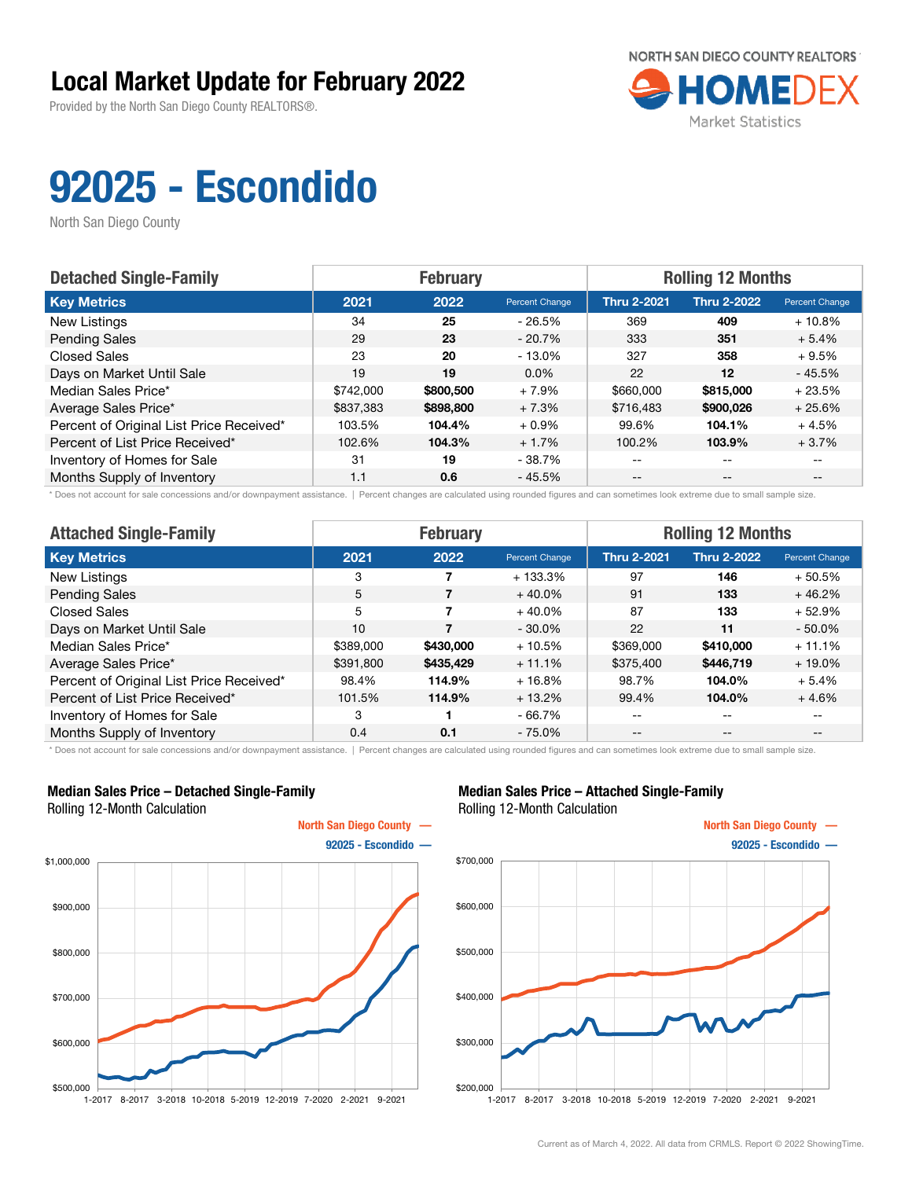# Local Market Update for February 2022

Provided by the North San Diego County REALTORS®.

NORTH SAN DIEGO COUNTY REALTORS® HOMEDEX Market Statistics

# 92025 - Escondido

North San Diego County

| Detached Single-Family | February | | | Rolling 12 Months | | |
|---|---|---|---|---|---|---|
| **Key Metrics** | **2021** | **2022** | **Percent Change** | **Thru 2-2021** | **Thru 2-2022** | **Percent Change** |
| New Listings | 34 | **25** | - 26.5% | 369 | **409** | + 10.8% |
| Pending Sales | 29 | **23** | - 20.7% | 333 | **351** | + 5.4% |
| Closed Sales | 23 | **20** | - 13.0% | 327 | **358** | + 9.5% |
| Days on Market Until Sale | 19 | **19** | 0.0% | 22 | **12** | - 45.5% |
| Median Sales Price* | $742,000 | **$800,500** | + 7.9% | $660,000 | **$815,000** | + 23.5% |
| Average Sales Price* | $837,383 | **$898,800** | + 7.3% | $716,483 | **$900,026** | + 25.6% |
| Percent of Original List Price Received* | 103.5% | **104.4%** | + 0.9% | 99.6% | **104.1%** | + 4.5% |
| Percent of List Price Received* | 102.6% | **104.3%** | + 1.7% | 100.2% | **103.9%** | + 3.7% |
| Inventory of Homes for Sale | 31 | **19** | - 38.7% | -- | -- | -- |
| Months Supply of Inventory | 1.1 | **0.6** | - 45.5% | -- | -- | -- |

\* Does not account for sale concessions and/or downpayment assistance. | Percent changes are calculated using rounded figures and can sometimes look extreme due to small sample size.

| Attached Single-Family | February | | | Rolling 12 Months | | |
|---|---|---|---|---|---|---|
| **Key Metrics** | **2021** | **2022** | **Percent Change** | **Thru 2-2021** | **Thru 2-2022** | **Percent Change** |
| New Listings | 3 | **7** | + 133.3% | 97 | **146** | + 50.5% |
| Pending Sales | 5 | **7** | + 40.0% | 91 | **133** | + 46.2% |
| Closed Sales | 5 | **7** | + 40.0% | 87 | **133** | + 52.9% |
| Days on Market Until Sale | 10 | **7** | - 30.0% | 22 | **11** | - 50.0% |
| Median Sales Price* | $389,000 | **$430,000** | + 10.5% | $369,000 | **$410,000** | + 11.1% |
| Average Sales Price* | $391,800 | **$435,429** | + 11.1% | $375,400 | **$446,719** | + 19.0% |
| Percent of Original List Price Received* | 98.4% | **114.9%** | + 16.8% | 98.7% | **104.0%** | + 5.4% |
| Percent of List Price Received* | 101.5% | **114.9%** | + 13.2% | 99.4% | **104.0%** | + 4.6% |
| Inventory of Homes for Sale | 3 | **1** | - 66.7% | -- | -- | -- |
| Months Supply of Inventory | 0.4 | **0.1** | - 75.0% | -- | -- | -- |

\* Does not account for sale concessions and/or downpayment assistance. | Percent changes are calculated using rounded figures and can sometimes look extreme due to small sample size.

**Median Sales Price – Detached Single-Family**
Rolling 12-Month Calculation

North San Diego County —
92025 - Escondido —

**Median Sales Price – Attached Single-Family**
Rolling 12-Month Calculation

North San Diego County —
92025 - Escondido —

Current as of March 4, 2022. All data from CRMLS. Report © 2022 ShowingTime.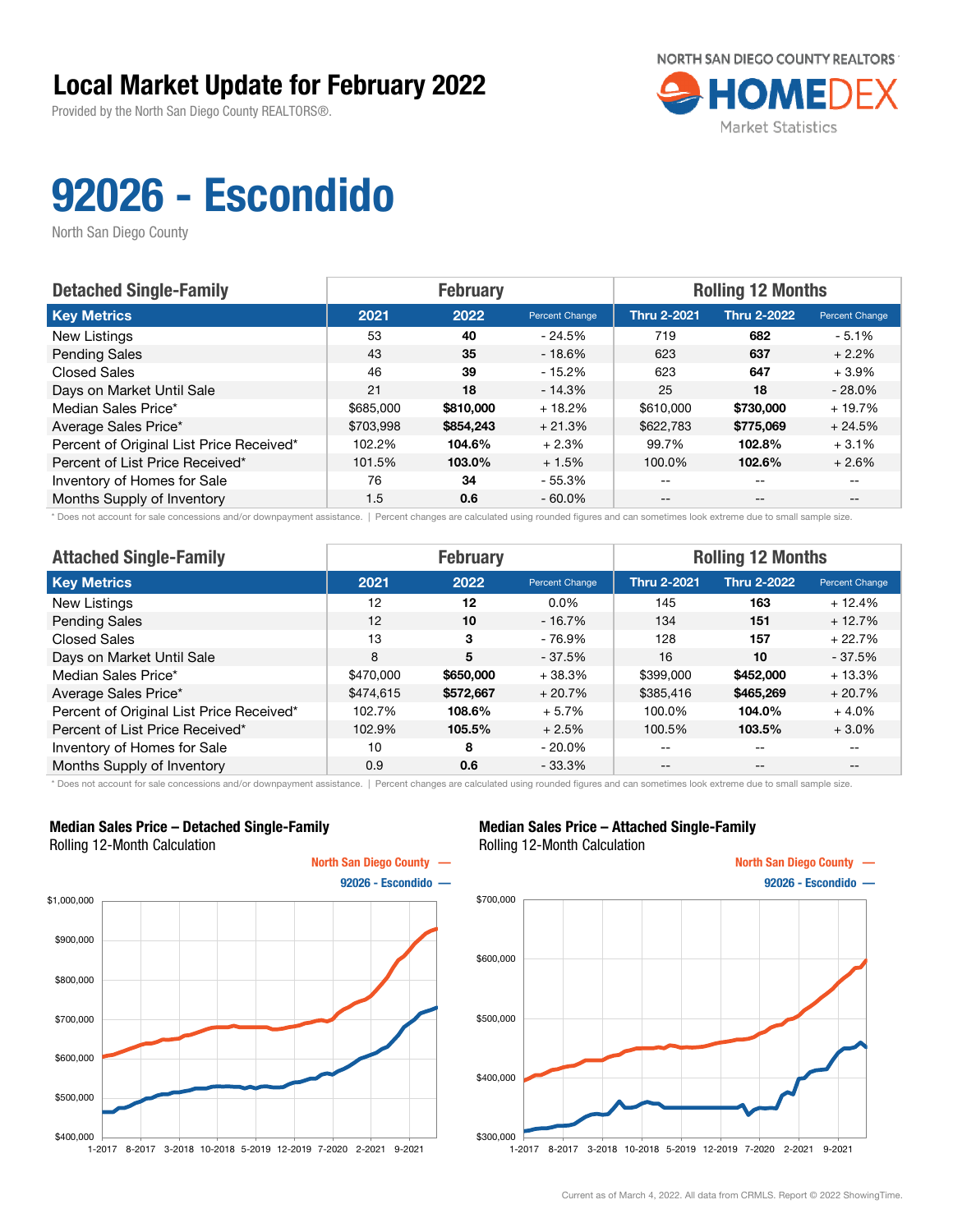# Local Market Update for February 2022

Provided by the North San Diego County REALTORS®.

NORTH SAN DIEGO COUNTY REALTORS HOMEDEX Market Statistics

# 92026 - Escondido

North San Diego County

| Detached Single-Family | February | | | Rolling 12 Months | | |
|---|---|---|---|---|---|---|
| **Key Metrics** | **2021** | **2022** | Percent Change | **Thru 2-2021** | **Thru 2-2022** | Percent Change |
| New Listings | 53 | **40** | - 24.5% | 719 | **682** | - 5.1% |
| Pending Sales | 43 | **35** | - 18.6% | 623 | **637** | + 2.2% |
| Closed Sales | 46 | **39** | - 15.2% | 623 | **647** | + 3.9% |
| Days on Market Until Sale | 21 | **18** | - 14.3% | 25 | **18** | - 28.0% |
| Median Sales Price* | $685,000 | **$810,000** | + 18.2% | $610,000 | **$730,000** | + 19.7% |
| Average Sales Price* | $703,998 | **$854,243** | + 21.3% | $622,783 | **$775,069** | + 24.5% |
| Percent of Original List Price Received* | 102.2% | **104.6%** | + 2.3% | 99.7% | **102.8%** | + 3.1% |
| Percent of List Price Received* | 101.5% | **103.0%** | + 1.5% | 100.0% | **102.6%** | + 2.6% |
| Inventory of Homes for Sale | 76 | **34** | - 55.3% | -- | -- | -- |
| Months Supply of Inventory | 1.5 | **0.6** | - 60.0% | -- | -- | -- |

\* Does not account for sale concessions and/or downpayment assistance. | Percent changes are calculated using rounded figures and can sometimes look extreme due to small sample size.

| Attached Single-Family | February | | | Rolling 12 Months | | |
|---|---|---|---|---|---|---|
| **Key Metrics** | **2021** | **2022** | Percent Change | **Thru 2-2021** | **Thru 2-2022** | Percent Change |
| New Listings | 12 | **12** | 0.0% | 145 | **163** | + 12.4% |
| Pending Sales | 12 | **10** | - 16.7% | 134 | **151** | + 12.7% |
| Closed Sales | 13 | **3** | - 76.9% | 128 | **157** | + 22.7% |
| Days on Market Until Sale | 8 | **5** | - 37.5% | 16 | **10** | - 37.5% |
| Median Sales Price* | $470,000 | **$650,000** | + 38.3% | $399,000 | **$452,000** | + 13.3% |
| Average Sales Price* | $474,615 | **$572,667** | + 20.7% | $385,416 | **$465,269** | + 20.7% |
| Percent of Original List Price Received* | 102.7% | **108.6%** | + 5.7% | 100.0% | **104.0%** | + 4.0% |
| Percent of List Price Received* | 102.9% | **105.5%** | + 2.5% | 100.5% | **103.5%** | + 3.0% |
| Inventory of Homes for Sale | 10 | **8** | - 20.0% | -- | -- | -- |
| Months Supply of Inventory | 0.9 | **0.6** | - 33.3% | -- | -- | -- |

\* Does not account for sale concessions and/or downpayment assistance. | Percent changes are calculated using rounded figures and can sometimes look extreme due to small sample size.

**Median Sales Price – Detached Single-Family**
Rolling 12-Month Calculation

North San Diego County —
92026 - Escondido —

**Median Sales Price – Attached Single-Family**
Rolling 12-Month Calculation

North San Diego County —
92026 - Escondido —

Current as of March 4, 2022. All data from CRMLS. Report © 2022 ShowingTime.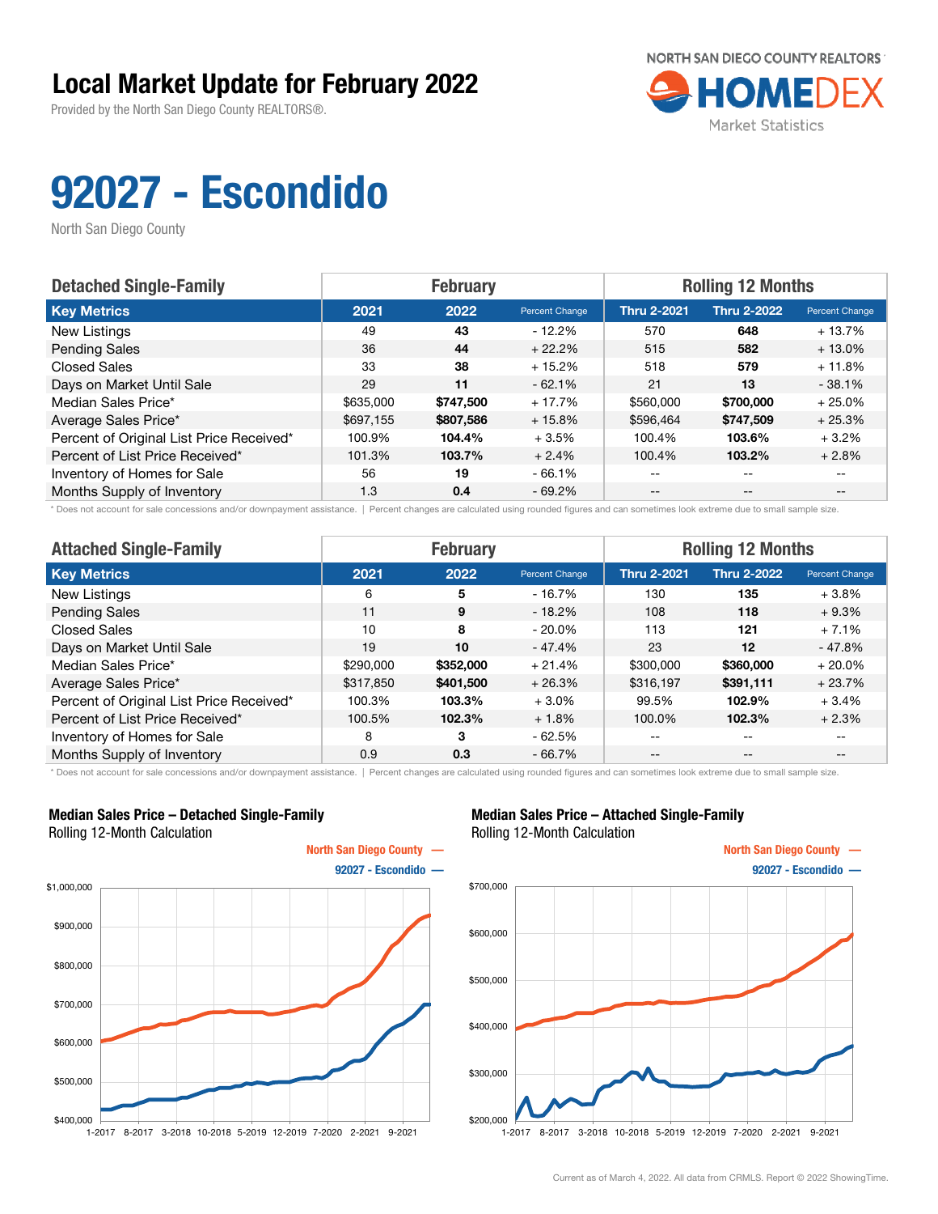# Local Market Update for February 2022

Provided by the North San Diego County REALTORS®.

NORTH SAN DIEGO COUNTY REALTORS HOMEDEX Market Statistics

# 92027 - Escondido

North San Diego County

| Detached Single-Family | February | | | Rolling 12 Months | | |
|---|---|---|---|---|---|---|
| **Key Metrics** | **2021** | **2022** | **Percent Change** | **Thru 2-2021** | **Thru 2-2022** | **Percent Change** |
| New Listings | 49 | **43** | - 12.2% | 570 | **648** | + 13.7% |
| Pending Sales | 36 | **44** | + 22.2% | 515 | **582** | + 13.0% |
| Closed Sales | 33 | **38** | + 15.2% | 518 | **579** | + 11.8% |
| Days on Market Until Sale | 29 | **11** | - 62.1% | 21 | **13** | - 38.1% |
| Median Sales Price* | $635,000 | **$747,500** | + 17.7% | $560,000 | **$700,000** | + 25.0% |
| Average Sales Price* | $697,155 | **$807,586** | + 15.8% | $596,464 | **$747,509** | + 25.3% |
| Percent of Original List Price Received* | 100.9% | **104.4%** | + 3.5% | 100.4% | **103.6%** | + 3.2% |
| Percent of List Price Received* | 101.3% | **103.7%** | + 2.4% | 100.4% | **103.2%** | + 2.8% |
| Inventory of Homes for Sale | 56 | **19** | - 66.1% | -- | -- | -- |
| Months Supply of Inventory | 1.3 | **0.4** | - 69.2% | -- | -- | -- |

* Does not account for sale concessions and/or downpayment assistance. | Percent changes are calculated using rounded figures and can sometimes look extreme due to small sample size.

| Attached Single-Family | February | | | Rolling 12 Months | | |
|---|---|---|---|---|---|---|
| **Key Metrics** | **2021** | **2022** | **Percent Change** | **Thru 2-2021** | **Thru 2-2022** | **Percent Change** |
| New Listings | 6 | **5** | - 16.7% | 130 | **135** | + 3.8% |
| Pending Sales | 11 | **9** | - 18.2% | 108 | **118** | + 9.3% |
| Closed Sales | 10 | **8** | - 20.0% | 113 | **121** | + 7.1% |
| Days on Market Until Sale | 19 | **10** | - 47.4% | 23 | **12** | - 47.8% |
| Median Sales Price* | $290,000 | **$352,000** | + 21.4% | $300,000 | **$360,000** | + 20.0% |
| Average Sales Price* | $317,850 | **$401,500** | + 26.3% | $316,197 | **$391,111** | + 23.7% |
| Percent of Original List Price Received* | 100.3% | **103.3%** | + 3.0% | 99.5% | **102.9%** | + 3.4% |
| Percent of List Price Received* | 100.5% | **102.3%** | + 1.8% | 100.0% | **102.3%** | + 2.3% |
| Inventory of Homes for Sale | 8 | **3** | - 62.5% | -- | -- | -- |
| Months Supply of Inventory | 0.9 | **0.3** | - 66.7% | -- | -- | -- |

* Does not account for sale concessions and/or downpayment assistance. | Percent changes are calculated using rounded figures and can sometimes look extreme due to small sample size.

**Median Sales Price – Detached Single-Family**
Rolling 12-Month Calculation

North San Diego County —
92027 - Escondido —

**Median Sales Price – Attached Single-Family**
Rolling 12-Month Calculation

North San Diego County —
92027 - Escondido —

Current as of March 4, 2022. All data from CRMLS. Report © 2022 ShowingTime.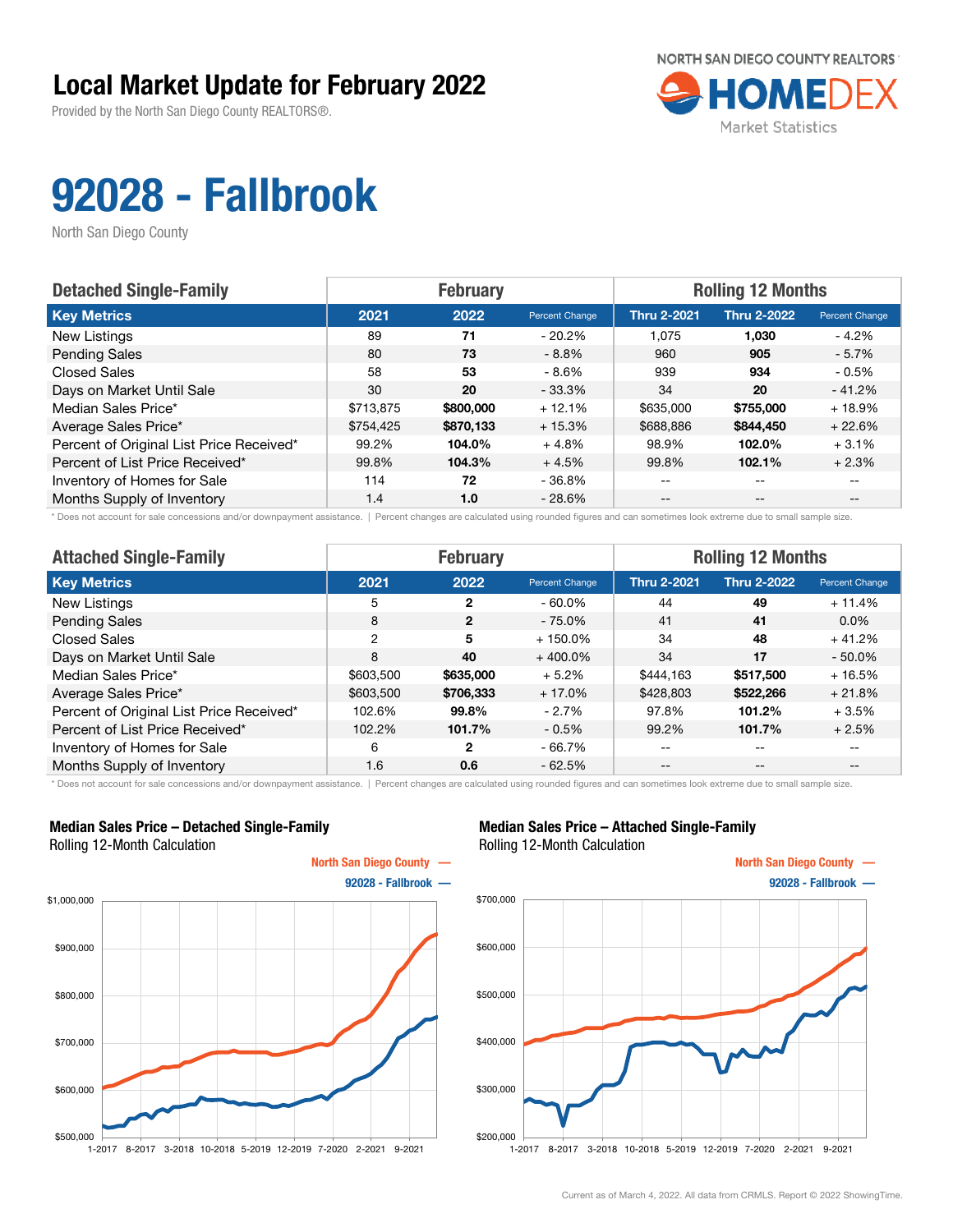# Local Market Update for February 2022

Provided by the North San Diego County REALTORS®.

NORTH SAN DIEGO COUNTY REALTORS® HOMEDEX Market Statistics

# 92028 - Fallbrook

North San Diego County

| Detached Single-Family | February | | | Rolling 12 Months | | |
|---|---|---|---|---|---|---|
| **Key Metrics** | **2021** | **2022** | **Percent Change** | **Thru 2-2021** | **Thru 2-2022** | **Percent Change** |
| New Listings | 89 | **71** | - 20.2% | 1,075 | **1,030** | - 4.2% |
| Pending Sales | 80 | **73** | - 8.8% | 960 | **905** | - 5.7% |
| Closed Sales | 58 | **53** | - 8.6% | 939 | **934** | - 0.5% |
| Days on Market Until Sale | 30 | **20** | - 33.3% | 34 | **20** | - 41.2% |
| Median Sales Price* | $713,875 | **$800,000** | + 12.1% | $635,000 | **$755,000** | + 18.9% |
| Average Sales Price* | $754,425 | **$870,133** | + 15.3% | $688,886 | **$844,450** | + 22.6% |
| Percent of Original List Price Received* | 99.2% | **104.0%** | + 4.8% | 98.9% | **102.0%** | + 3.1% |
| Percent of List Price Received* | 99.8% | **104.3%** | + 4.5% | 99.8% | **102.1%** | + 2.3% |
| Inventory of Homes for Sale | 114 | **72** | - 36.8% | -- | -- | -- |
| Months Supply of Inventory | 1.4 | **1.0** | - 28.6% | -- | -- | -- |

\* Does not account for sale concessions and/or downpayment assistance. | Percent changes are calculated using rounded figures and can sometimes look extreme due to small sample size.

| Attached Single-Family | February | | | Rolling 12 Months | | |
|---|---|---|---|---|---|---|
| **Key Metrics** | **2021** | **2022** | **Percent Change** | **Thru 2-2021** | **Thru 2-2022** | **Percent Change** |
| New Listings | 5 | **2** | - 60.0% | 44 | **49** | + 11.4% |
| Pending Sales | 8 | **2** | - 75.0% | 41 | **41** | 0.0% |
| Closed Sales | 2 | **5** | + 150.0% | 34 | **48** | + 41.2% |
| Days on Market Until Sale | 8 | **40** | + 400.0% | 34 | **17** | - 50.0% |
| Median Sales Price* | $603,500 | **$635,000** | + 5.2% | $444,163 | **$517,500** | + 16.5% |
| Average Sales Price* | $603,500 | **$706,333** | + 17.0% | $428,803 | **$522,266** | + 21.8% |
| Percent of Original List Price Received* | 102.6% | **99.8%** | - 2.7% | 97.8% | **101.2%** | + 3.5% |
| Percent of List Price Received* | 102.2% | **101.7%** | - 0.5% | 99.2% | **101.7%** | + 2.5% |
| Inventory of Homes for Sale | 6 | **2** | - 66.7% | -- | -- | -- |
| Months Supply of Inventory | 1.6 | **0.6** | - 62.5% | -- | -- | -- |

\* Does not account for sale concessions and/or downpayment assistance. | Percent changes are calculated using rounded figures and can sometimes look extreme due to small sample size.

**Median Sales Price – Detached Single-Family**
Rolling 12-Month Calculation

North San Diego County —
92028 - Fallbrook —

**Median Sales Price – Attached Single-Family**
Rolling 12-Month Calculation

North San Diego County —
92028 - Fallbrook —

Current as of March 4, 2022. All data from CRMLS. Report © 2022 ShowingTime.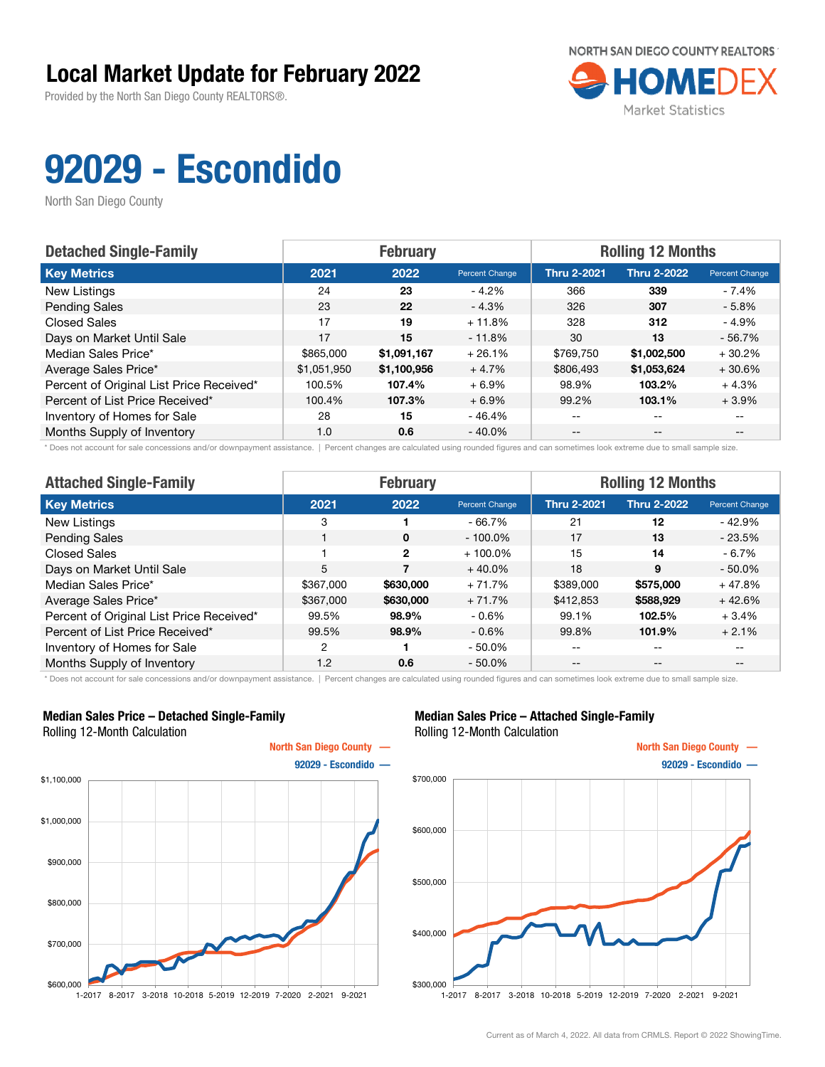# Local Market Update for February 2022

Provided by the North San Diego County REALTORS®.

NORTH SAN DIEGO COUNTY REALTORS® HOMEDEX Market Statistics

# 92029 - Escondido

North San Diego County

| Detached Single-Family | February | | | Rolling 12 Months | | |
|---|---|---|---|---|---|---|
| **Key Metrics** | **2021** | **2022** | **Percent Change** | **Thru 2-2021** | **Thru 2-2022** | **Percent Change** |
| New Listings | 24 | **23** | - 4.2% | 366 | **339** | - 7.4% |
| Pending Sales | 23 | **22** | - 4.3% | 326 | **307** | - 5.8% |
| Closed Sales | 17 | **19** | + 11.8% | 328 | **312** | - 4.9% |
| Days on Market Until Sale | 17 | **15** | - 11.8% | 30 | **13** | - 56.7% |
| Median Sales Price* | $865,000 | **$1,091,167** | + 26.1% | $769,750 | **$1,002,500** | + 30.2% |
| Average Sales Price* | $1,051,950 | **$1,100,956** | + 4.7% | $806,493 | **$1,053,624** | + 30.6% |
| Percent of Original List Price Received* | 100.5% | **107.4%** | + 6.9% | 98.9% | **103.2%** | + 4.3% |
| Percent of List Price Received* | 100.4% | **107.3%** | + 6.9% | 99.2% | **103.1%** | + 3.9% |
| Inventory of Homes for Sale | 28 | **15** | - 46.4% | -- | -- | -- |
| Months Supply of Inventory | 1.0 | **0.6** | - 40.0% | -- | -- | -- |

\* Does not account for sale concessions and/or downpayment assistance. | Percent changes are calculated using rounded figures and can sometimes look extreme due to small sample size.

| Attached Single-Family | February | | | Rolling 12 Months | | |
|---|---|---|---|---|---|---|
| **Key Metrics** | **2021** | **2022** | **Percent Change** | **Thru 2-2021** | **Thru 2-2022** | **Percent Change** |
| New Listings | 3 | **1** | - 66.7% | 21 | **12** | - 42.9% |
| Pending Sales | 1 | **0** | - 100.0% | 17 | **13** | - 23.5% |
| Closed Sales | 1 | **2** | + 100.0% | 15 | **14** | - 6.7% |
| Days on Market Until Sale | 5 | **7** | + 40.0% | 18 | **9** | - 50.0% |
| Median Sales Price* | $367,000 | **$630,000** | + 71.7% | $389,000 | **$575,000** | + 47.8% |
| Average Sales Price* | $367,000 | **$630,000** | + 71.7% | $412,853 | **$588,929** | + 42.6% |
| Percent of Original List Price Received* | 99.5% | **98.9%** | - 0.6% | 99.1% | **102.5%** | + 3.4% |
| Percent of List Price Received* | 99.5% | **98.9%** | - 0.6% | 99.8% | **101.9%** | + 2.1% |
| Inventory of Homes for Sale | 2 | **1** | - 50.0% | -- | -- | -- |
| Months Supply of Inventory | 1.2 | **0.6** | - 50.0% | -- | -- | -- |

\* Does not account for sale concessions and/or downpayment assistance. | Percent changes are calculated using rounded figures and can sometimes look extreme due to small sample size.

**Median Sales Price – Detached Single-Family**
Rolling 12-Month Calculation

North San Diego County —
92029 - Escondido —

**Median Sales Price – Attached Single-Family**
Rolling 12-Month Calculation

North San Diego County —
92029 - Escondido —

Current as of March 4, 2022. All data from CRMLS. Report © 2022 ShowingTime.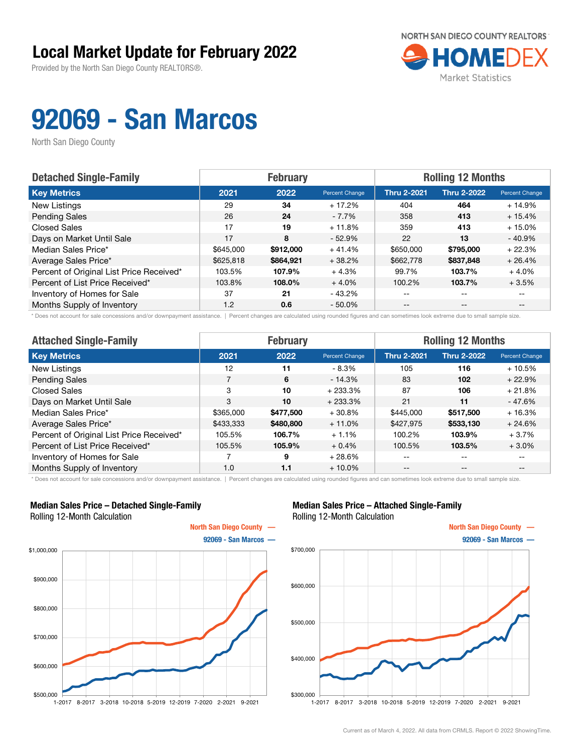# Local Market Update for February 2022

Provided by the North San Diego County REALTORS®.

NORTH SAN DIEGO COUNTY REALTORS
HOMEDEX
Market Statistics

# 92069 - San Marcos

North San Diego County

| Detached Single-Family | February | | | Rolling 12 Months | | |
|---|---|---|---|---|---|---|
| **Key Metrics** | **2021** | **2022** | **Percent Change** | **Thru 2-2021** | **Thru 2-2022** | **Percent Change** |
| New Listings | 29 | **34** | + 17.2% | 404 | **464** | + 14.9% |
| Pending Sales | 26 | **24** | - 7.7% | 358 | **413** | + 15.4% |
| Closed Sales | 17 | **19** | + 11.8% | 359 | **413** | + 15.0% |
| Days on Market Until Sale | 17 | **8** | - 52.9% | 22 | **13** | - 40.9% |
| Median Sales Price* | $645,000 | **$912,000** | + 41.4% | $650,000 | **$795,000** | + 22.3% |
| Average Sales Price* | $625,818 | **$864,921** | + 38.2% | $662,778 | **$837,848** | + 26.4% |
| Percent of Original List Price Received* | 103.5% | **107.9%** | + 4.3% | 99.7% | **103.7%** | + 4.0% |
| Percent of List Price Received* | 103.8% | **108.0%** | + 4.0% | 100.2% | **103.7%** | + 3.5% |
| Inventory of Homes for Sale | 37 | **21** | - 43.2% | -- | -- | -- |
| Months Supply of Inventory | 1.2 | **0.6** | - 50.0% | -- | -- | -- |

\* Does not account for sale concessions and/or downpayment assistance. | Percent changes are calculated using rounded figures and can sometimes look extreme due to small sample size.

| Attached Single-Family | February | | | Rolling 12 Months | | |
|---|---|---|---|---|---|---|
| **Key Metrics** | **2021** | **2022** | **Percent Change** | **Thru 2-2021** | **Thru 2-2022** | **Percent Change** |
| New Listings | 12 | **11** | - 8.3% | 105 | **116** | + 10.5% |
| Pending Sales | 7 | **6** | - 14.3% | 83 | **102** | + 22.9% |
| Closed Sales | 3 | **10** | + 233.3% | 87 | **106** | + 21.8% |
| Days on Market Until Sale | 3 | **10** | + 233.3% | 21 | **11** | - 47.6% |
| Median Sales Price* | $365,000 | **$477,500** | + 30.8% | $445,000 | **$517,500** | + 16.3% |
| Average Sales Price* | $433,333 | **$480,800** | + 11.0% | $427,975 | **$533,130** | + 24.6% |
| Percent of Original List Price Received* | 105.5% | **106.7%** | + 1.1% | 100.2% | **103.9%** | + 3.7% |
| Percent of List Price Received* | 105.5% | **105.9%** | + 0.4% | 100.5% | **103.5%** | + 3.0% |
| Inventory of Homes for Sale | 7 | **9** | + 28.6% | -- | -- | -- |
| Months Supply of Inventory | 1.0 | **1.1** | + 10.0% | -- | -- | -- |

\* Does not account for sale concessions and/or downpayment assistance. | Percent changes are calculated using rounded figures and can sometimes look extreme due to small sample size.

**Median Sales Price – Detached Single-Family**
Rolling 12-Month Calculation

North San Diego County — 92069 - San Marcos —

**Median Sales Price – Attached Single-Family**
Rolling 12-Month Calculation

North San Diego County — 92069 - San Marcos —

Current as of March 4, 2022. All data from CRMLS. Report © 2022 ShowingTime.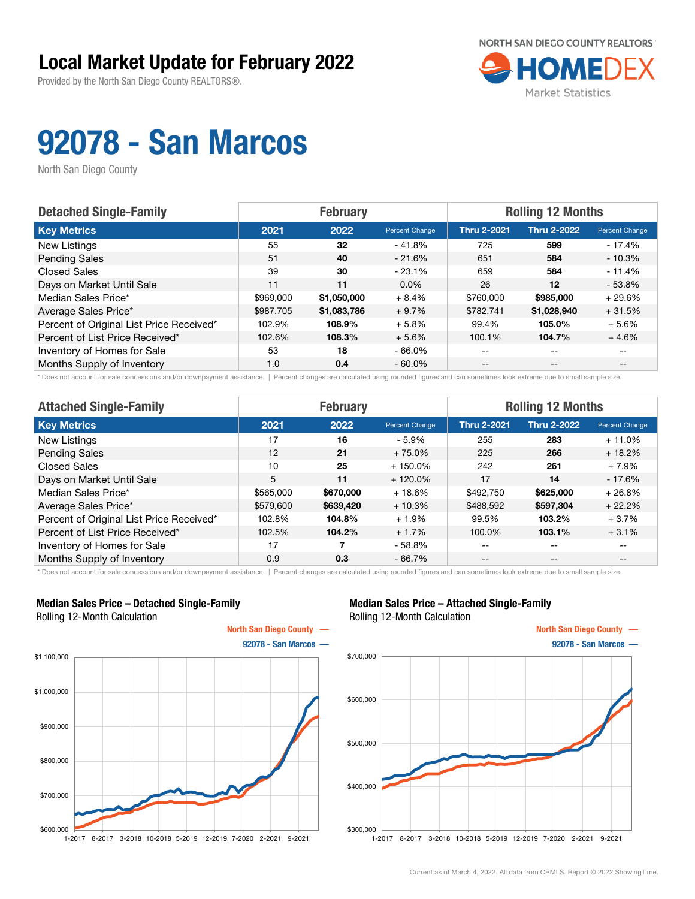# Local Market Update for February 2022

Provided by the North San Diego County REALTORS®.

NORTH SAN DIEGO COUNTY REALTORS HOMEDEX Market Statistics

# 92078 - San Marcos

North San Diego County

| Detached Single-Family | February | | | Rolling 12 Months | | |
|---|---|---|---|---|---|---|
| **Key Metrics** | **2021** | **2022** | **Percent Change** | **Thru 2-2021** | **Thru 2-2022** | **Percent Change** |
| New Listings | 55 | **32** | - 41.8% | 725 | **599** | - 17.4% |
| Pending Sales | 51 | **40** | - 21.6% | 651 | **584** | - 10.3% |
| Closed Sales | 39 | **30** | - 23.1% | 659 | **584** | - 11.4% |
| Days on Market Until Sale | 11 | **11** | 0.0% | 26 | **12** | - 53.8% |
| Median Sales Price* | $969,000 | **$1,050,000** | + 8.4% | $760,000 | **$985,000** | + 29.6% |
| Average Sales Price* | $987,705 | **$1,083,786** | + 9.7% | $782,741 | **$1,028,940** | + 31.5% |
| Percent of Original List Price Received* | 102.9% | **108.9%** | + 5.8% | 99.4% | **105.0%** | + 5.6% |
| Percent of List Price Received* | 102.6% | **108.3%** | + 5.6% | 100.1% | **104.7%** | + 4.6% |
| Inventory of Homes for Sale | 53 | **18** | - 66.0% | -- | -- | -- |
| Months Supply of Inventory | 1.0 | **0.4** | - 60.0% | -- | -- | -- |

\* Does not account for sale concessions and/or downpayment assistance. | Percent changes are calculated using rounded figures and can sometimes look extreme due to small sample size.

| Attached Single-Family | February | | | Rolling 12 Months | | |
|---|---|---|---|---|---|---|
| **Key Metrics** | **2021** | **2022** | **Percent Change** | **Thru 2-2021** | **Thru 2-2022** | **Percent Change** |
| New Listings | 17 | **16** | - 5.9% | 255 | **283** | + 11.0% |
| Pending Sales | 12 | **21** | + 75.0% | 225 | **266** | + 18.2% |
| Closed Sales | 10 | **25** | + 150.0% | 242 | **261** | + 7.9% |
| Days on Market Until Sale | 5 | **11** | + 120.0% | 17 | **14** | - 17.6% |
| Median Sales Price* | $565,000 | **$670,000** | + 18.6% | $492,750 | **$625,000** | + 26.8% |
| Average Sales Price* | $579,600 | **$639,420** | + 10.3% | $488,592 | **$597,304** | + 22.2% |
| Percent of Original List Price Received* | 102.8% | **104.8%** | + 1.9% | 99.5% | **103.2%** | + 3.7% |
| Percent of List Price Received* | 102.5% | **104.2%** | + 1.7% | 100.0% | **103.1%** | + 3.1% |
| Inventory of Homes for Sale | 17 | **7** | - 58.8% | -- | -- | -- |
| Months Supply of Inventory | 0.9 | **0.3** | - 66.7% | -- | -- | -- |

\* Does not account for sale concessions and/or downpayment assistance. | Percent changes are calculated using rounded figures and can sometimes look extreme due to small sample size.

**Median Sales Price – Detached Single-Family**
Rolling 12-Month Calculation

North San Diego County —
92078 - San Marcos —

**Median Sales Price – Attached Single-Family**
Rolling 12-Month Calculation

North San Diego County —
92078 - San Marcos —

Current as of March 4, 2022. All data from CRMLS. Report © 2022 ShowingTime.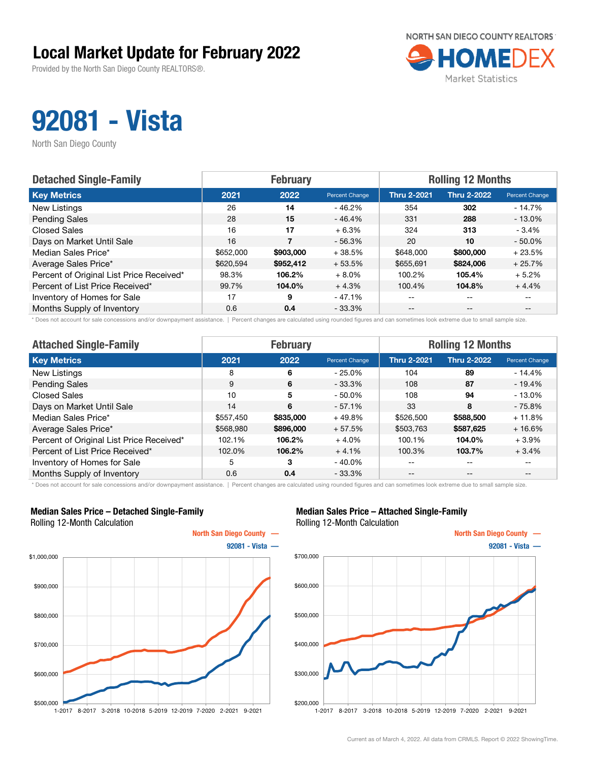# Local Market Update for February 2022

Provided by the North San Diego County REALTORS®.

NORTH SAN DIEGO COUNTY REALTORS® HOMEDEX Market Statistics

# 92081 - Vista

North San Diego County

| Detached Single-Family | February | | | Rolling 12 Months | | |
|---|---|---|---|---|---|---|
| **Key Metrics** | **2021** | **2022** | **Percent Change** | **Thru 2-2021** | **Thru 2-2022** | **Percent Change** |
| New Listings | 26 | **14** | - 46.2% | 354 | **302** | - 14.7% |
| Pending Sales | 28 | **15** | - 46.4% | 331 | **288** | - 13.0% |
| Closed Sales | 16 | **17** | + 6.3% | 324 | **313** | - 3.4% |
| Days on Market Until Sale | 16 | **7** | - 56.3% | 20 | **10** | - 50.0% |
| Median Sales Price* | $652,000 | **$903,000** | + 38.5% | $648,000 | **$800,000** | + 23.5% |
| Average Sales Price* | $620,594 | **$952,412** | + 53.5% | $655,691 | **$824,006** | + 25.7% |
| Percent of Original List Price Received* | 98.3% | **106.2%** | + 8.0% | 100.2% | **105.4%** | + 5.2% |
| Percent of List Price Received* | 99.7% | **104.0%** | + 4.3% | 100.4% | **104.8%** | + 4.4% |
| Inventory of Homes for Sale | 17 | **9** | - 47.1% | -- | -- | -- |
| Months Supply of Inventory | 0.6 | **0.4** | - 33.3% | -- | -- | -- |

\* Does not account for sale concessions and/or downpayment assistance. | Percent changes are calculated using rounded figures and can sometimes look extreme due to small sample size.

| Attached Single-Family | February | | | Rolling 12 Months | | |
|---|---|---|---|---|---|---|
| **Key Metrics** | **2021** | **2022** | **Percent Change** | **Thru 2-2021** | **Thru 2-2022** | **Percent Change** |
| New Listings | 8 | **6** | - 25.0% | 104 | **89** | - 14.4% |
| Pending Sales | 9 | **6** | - 33.3% | 108 | **87** | - 19.4% |
| Closed Sales | 10 | **5** | - 50.0% | 108 | **94** | - 13.0% |
| Days on Market Until Sale | 14 | **6** | - 57.1% | 33 | **8** | - 75.8% |
| Median Sales Price* | $557,450 | **$835,000** | + 49.8% | $526,500 | **$588,500** | + 11.8% |
| Average Sales Price* | $568,980 | **$896,000** | + 57.5% | $503,763 | **$587,625** | + 16.6% |
| Percent of Original List Price Received* | 102.1% | **106.2%** | + 4.0% | 100.1% | **104.0%** | + 3.9% |
| Percent of List Price Received* | 102.0% | **106.2%** | + 4.1% | 100.3% | **103.7%** | + 3.4% |
| Inventory of Homes for Sale | 5 | **3** | - 40.0% | -- | -- | -- |
| Months Supply of Inventory | 0.6 | **0.4** | - 33.3% | -- | -- | -- |

\* Does not account for sale concessions and/or downpayment assistance. | Percent changes are calculated using rounded figures and can sometimes look extreme due to small sample size.

**Median Sales Price – Detached Single-Family**
Rolling 12-Month Calculation

North San Diego County —
92081 - Vista —

**Median Sales Price – Attached Single-Family**
Rolling 12-Month Calculation

North San Diego County —
92081 - Vista —

Current as of March 4, 2022. All data from CRMLS. Report © 2022 ShowingTime.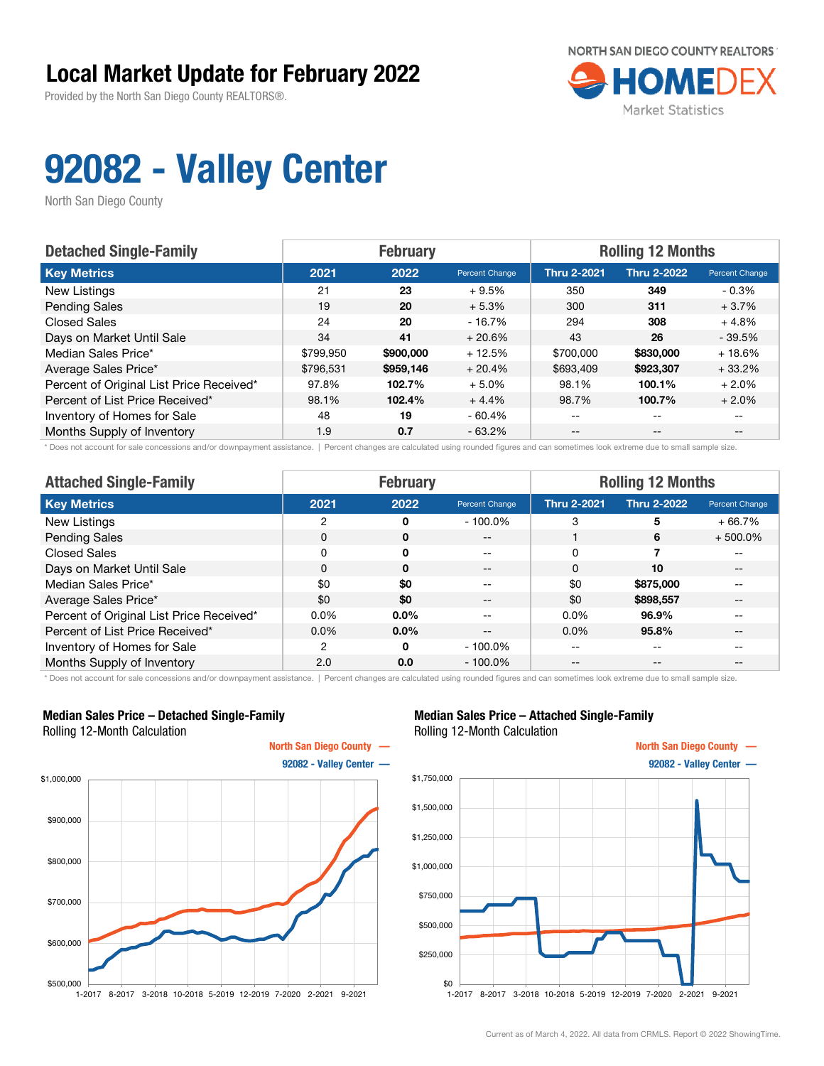# Local Market Update for February 2022

Provided by the North San Diego County REALTORS®.

NORTH SAN DIEGO COUNTY REALTORS HOMEDEX Market Statistics

# 92082 - Valley Center

North San Diego County

| Detached Single-Family | February | | | Rolling 12 Months | | |
|---|---|---|---|---|---|---|
| **Key Metrics** | **2021** | **2022** | **Percent Change** | **Thru 2-2021** | **Thru 2-2022** | **Percent Change** |
| New Listings | 21 | **23** | + 9.5% | 350 | **349** | - 0.3% |
| Pending Sales | 19 | **20** | + 5.3% | 300 | **311** | + 3.7% |
| Closed Sales | 24 | **20** | - 16.7% | 294 | **308** | + 4.8% |
| Days on Market Until Sale | 34 | **41** | + 20.6% | 43 | **26** | - 39.5% |
| Median Sales Price* | $799,950 | **$900,000** | + 12.5% | $700,000 | **$830,000** | + 18.6% |
| Average Sales Price* | $796,531 | **$959,146** | + 20.4% | $693,409 | **$923,307** | + 33.2% |
| Percent of Original List Price Received* | 97.8% | **102.7%** | + 5.0% | 98.1% | **100.1%** | + 2.0% |
| Percent of List Price Received* | 98.1% | **102.4%** | + 4.4% | 98.7% | **100.7%** | + 2.0% |
| Inventory of Homes for Sale | 48 | **19** | - 60.4% | -- | -- | -- |
| Months Supply of Inventory | 1.9 | **0.7** | - 63.2% | -- | -- | -- |

\* Does not account for sale concessions and/or downpayment assistance. | Percent changes are calculated using rounded figures and can sometimes look extreme due to small sample size.

| Attached Single-Family | February | | | Rolling 12 Months | | |
|---|---|---|---|---|---|---|
| **Key Metrics** | **2021** | **2022** | **Percent Change** | **Thru 2-2021** | **Thru 2-2022** | **Percent Change** |
| New Listings | 2 | **0** | - 100.0% | 3 | **5** | + 66.7% |
| Pending Sales | 0 | **0** | -- | 1 | **6** | + 500.0% |
| Closed Sales | 0 | **0** | -- | 0 | **7** | -- |
| Days on Market Until Sale | 0 | **0** | -- | 0 | **10** | -- |
| Median Sales Price* | $0 | **$0** | -- | $0 | **$875,000** | -- |
| Average Sales Price* | $0 | **$0** | -- | $0 | **$898,557** | -- |
| Percent of Original List Price Received* | 0.0% | **0.0%** | -- | 0.0% | **96.9%** | -- |
| Percent of List Price Received* | 0.0% | **0.0%** | -- | 0.0% | **95.8%** | -- |
| Inventory of Homes for Sale | 2 | **0** | - 100.0% | -- | -- | -- |
| Months Supply of Inventory | 2.0 | **0.0** | - 100.0% | -- | -- | -- |

\* Does not account for sale concessions and/or downpayment assistance. | Percent changes are calculated using rounded figures and can sometimes look extreme due to small sample size.

**Median Sales Price – Detached Single-Family**
Rolling 12-Month Calculation

North San Diego County —
92082 - Valley Center —

**Median Sales Price – Attached Single-Family**
Rolling 12-Month Calculation

North San Diego County —
92082 - Valley Center —

Current as of March 4, 2022. All data from CRMLS. Report © 2022 ShowingTime.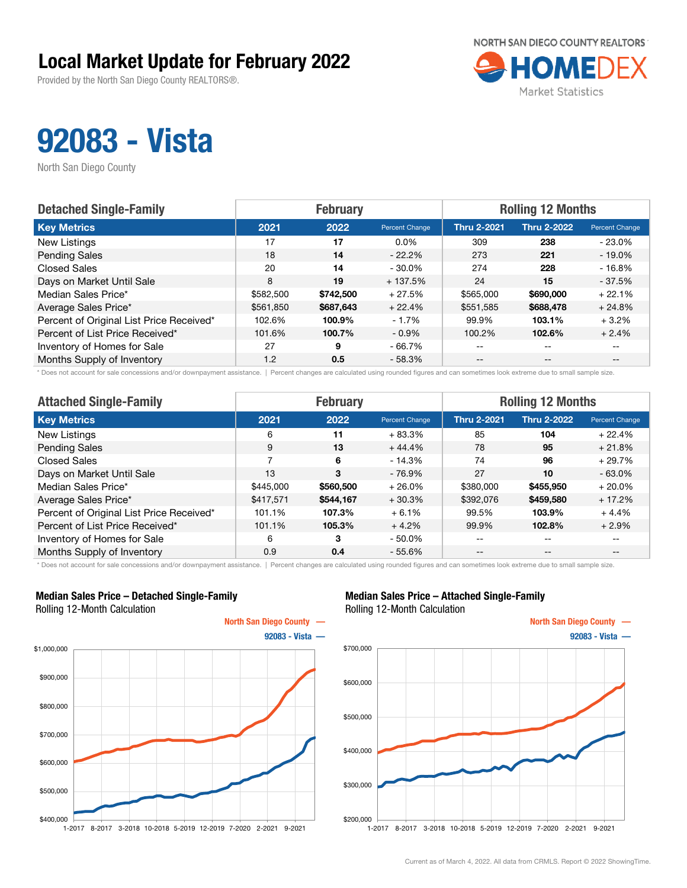# Local Market Update for February 2022

Provided by the North San Diego County REALTORS®.

NORTH SAN DIEGO COUNTY REALTORS HOMEDEX Market Statistics

# 92083 - Vista

North San Diego County

| Detached Single-Family | February | | | Rolling 12 Months | | |
|---|---|---|---|---|---|---|
| **Key Metrics** | **2021** | **2022** | **Percent Change** | **Thru 2-2021** | **Thru 2-2022** | **Percent Change** |
| New Listings | 17 | **17** | 0.0% | 309 | **238** | - 23.0% |
| Pending Sales | 18 | **14** | - 22.2% | 273 | **221** | - 19.0% |
| Closed Sales | 20 | **14** | - 30.0% | 274 | **228** | - 16.8% |
| Days on Market Until Sale | 8 | **19** | + 137.5% | 24 | **15** | - 37.5% |
| Median Sales Price* | $582,500 | **$742,500** | + 27.5% | $565,000 | **$690,000** | + 22.1% |
| Average Sales Price* | $561,850 | **$687,643** | + 22.4% | $551,585 | **$688,478** | + 24.8% |
| Percent of Original List Price Received* | 102.6% | **100.9%** | - 1.7% | 99.9% | **103.1%** | + 3.2% |
| Percent of List Price Received* | 101.6% | **100.7%** | - 0.9% | 100.2% | **102.6%** | + 2.4% |
| Inventory of Homes for Sale | 27 | **9** | - 66.7% | -- | -- | -- |
| Months Supply of Inventory | 1.2 | **0.5** | - 58.3% | -- | -- | -- |

\* Does not account for sale concessions and/or downpayment assistance. | Percent changes are calculated using rounded figures and can sometimes look extreme due to small sample size.

| Attached Single-Family | February | | | Rolling 12 Months | | |
|---|---|---|---|---|---|---|
| **Key Metrics** | **2021** | **2022** | **Percent Change** | **Thru 2-2021** | **Thru 2-2022** | **Percent Change** |
| New Listings | 6 | **11** | + 83.3% | 85 | **104** | + 22.4% |
| Pending Sales | 9 | **13** | + 44.4% | 78 | **95** | + 21.8% |
| Closed Sales | 7 | **6** | - 14.3% | 74 | **96** | + 29.7% |
| Days on Market Until Sale | 13 | **3** | - 76.9% | 27 | **10** | - 63.0% |
| Median Sales Price* | $445,000 | **$560,500** | + 26.0% | $380,000 | **$455,950** | + 20.0% |
| Average Sales Price* | $417,571 | **$544,167** | + 30.3% | $392,076 | **$459,580** | + 17.2% |
| Percent of Original List Price Received* | 101.1% | **107.3%** | + 6.1% | 99.5% | **103.9%** | + 4.4% |
| Percent of List Price Received* | 101.1% | **105.3%** | + 4.2% | 99.9% | **102.8%** | + 2.9% |
| Inventory of Homes for Sale | 6 | **3** | - 50.0% | -- | -- | -- |
| Months Supply of Inventory | 0.9 | **0.4** | - 55.6% | -- | -- | -- |

\* Does not account for sale concessions and/or downpayment assistance. | Percent changes are calculated using rounded figures and can sometimes look extreme due to small sample size.

**Median Sales Price – Detached Single-Family**
Rolling 12-Month Calculation

North San Diego County —
92083 - Vista —

**Median Sales Price – Attached Single-Family**
Rolling 12-Month Calculation

North San Diego County —
92083 - Vista —

Current as of March 4, 2022. All data from CRMLS. Report © 2022 ShowingTime.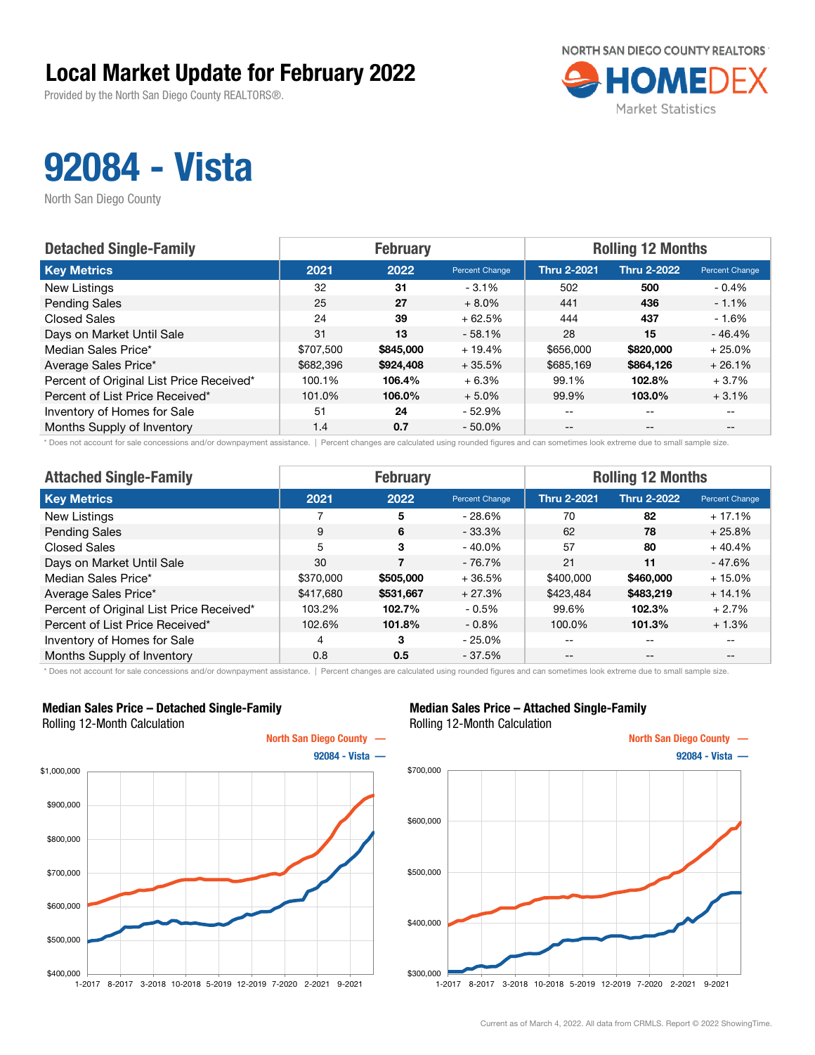# Local Market Update for February 2022

Provided by the North San Diego County REALTORS®.

NORTH SAN DIEGO COUNTY REALTORS HOMEDEX Market Statistics

# 92084 - Vista

North San Diego County

| Detached Single-Family | February | | | Rolling 12 Months | | |
|---|---|---|---|---|---|---|
| **Key Metrics** | **2021** | **2022** | **Percent Change** | **Thru 2-2021** | **Thru 2-2022** | **Percent Change** |
| New Listings | 32 | **31** | - 3.1% | 502 | **500** | - 0.4% |
| Pending Sales | 25 | **27** | + 8.0% | 441 | **436** | - 1.1% |
| Closed Sales | 24 | **39** | + 62.5% | 444 | **437** | - 1.6% |
| Days on Market Until Sale | 31 | **13** | - 58.1% | 28 | **15** | - 46.4% |
| Median Sales Price* | $707,500 | **$845,000** | + 19.4% | $656,000 | **$820,000** | + 25.0% |
| Average Sales Price* | $682,396 | **$924,408** | + 35.5% | $685,169 | **$864,126** | + 26.1% |
| Percent of Original List Price Received* | 100.1% | **106.4%** | + 6.3% | 99.1% | **102.8%** | + 3.7% |
| Percent of List Price Received* | 101.0% | **106.0%** | + 5.0% | 99.9% | **103.0%** | + 3.1% |
| Inventory of Homes for Sale | 51 | **24** | - 52.9% | -- | -- | -- |
| Months Supply of Inventory | 1.4 | **0.7** | - 50.0% | -- | -- | -- |

\* Does not account for sale concessions and/or downpayment assistance. | Percent changes are calculated using rounded figures and can sometimes look extreme due to small sample size.

| Attached Single-Family | February | | | Rolling 12 Months | | |
|---|---|---|---|---|---|---|
| **Key Metrics** | **2021** | **2022** | **Percent Change** | **Thru 2-2021** | **Thru 2-2022** | **Percent Change** |
| New Listings | 7 | **5** | - 28.6% | 70 | **82** | + 17.1% |
| Pending Sales | 9 | **6** | - 33.3% | 62 | **78** | + 25.8% |
| Closed Sales | 5 | **3** | - 40.0% | 57 | **80** | + 40.4% |
| Days on Market Until Sale | 30 | **7** | - 76.7% | 21 | **11** | - 47.6% |
| Median Sales Price* | $370,000 | **$505,000** | + 36.5% | $400,000 | **$460,000** | + 15.0% |
| Average Sales Price* | $417,680 | **$531,667** | + 27.3% | $423,484 | **$483,219** | + 14.1% |
| Percent of Original List Price Received* | 103.2% | **102.7%** | - 0.5% | 99.6% | **102.3%** | + 2.7% |
| Percent of List Price Received* | 102.6% | **101.8%** | - 0.8% | 100.0% | **101.3%** | + 1.3% |
| Inventory of Homes for Sale | 4 | **3** | - 25.0% | -- | -- | -- |
| Months Supply of Inventory | 0.8 | **0.5** | - 37.5% | -- | -- | -- |

\* Does not account for sale concessions and/or downpayment assistance. | Percent changes are calculated using rounded figures and can sometimes look extreme due to small sample size.

**Median Sales Price – Detached Single-Family**
Rolling 12-Month Calculation

North San Diego County
92084 - Vista

$1,000,000
$900,000
$800,000
$700,000
$600,000
$500,000
$400,000

1-2017 8-2017 3-2018 10-2018 5-2019 12-2019 7-2020 2-2021 9-2021

**Median Sales Price – Attached Single-Family**
Rolling 12-Month Calculation

North San Diego County
92084 - Vista

$700,000
$600,000
$500,000
$400,000
$300,000

1-2017 8-2017 3-2018 10-2018 5-2019 12-2019 7-2020 2-2021 9-2021

Current as of March 4, 2022. All data from CRMLS. Report © 2022 ShowingTime.